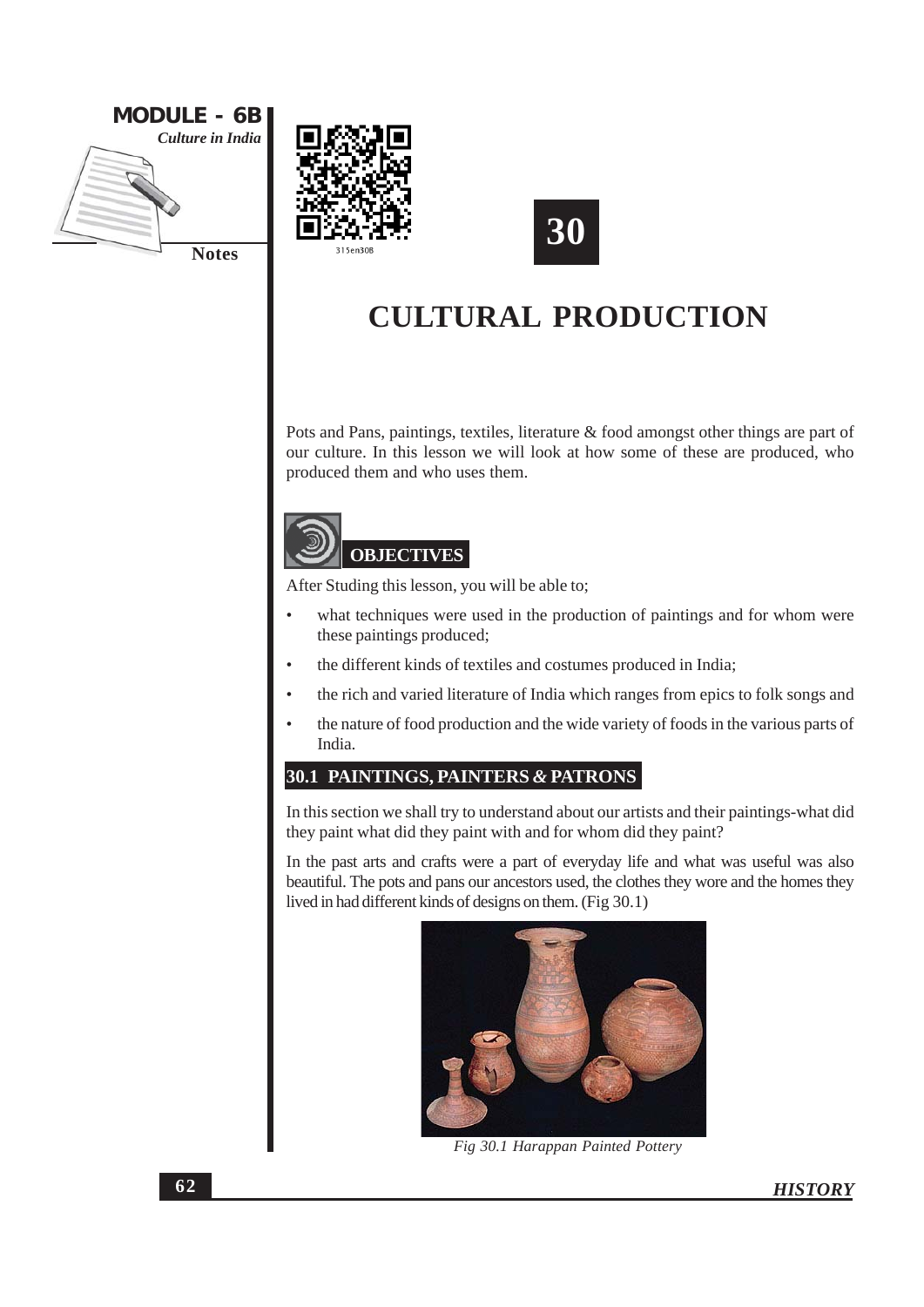# 30

# CULTURAL PRODUCTION

Pots and Pans, paintings, textiles, literature & food amongst other things are part of our culture. In this lesson we will look at how some of these are produced, who produced them and who uses them.

## OBJECTIVES

After Studing this lesson, you will be able to;

- what techniques were used in the production of paintings and for whom were these paintings produced;
- the different kinds of textiles and costumes produced in India;
- the rich and varied literature of India which ranges from epics to folk songs and
- the nature of food production and the wide variety of foods in the various parts of India.

## 30.1 PAINTINGS, PAINTERS & PATRONS

In this section we shall try to understand about our artists and their paintings-what did they paint what did they paint with and for whom did they paint?

In the past arts and crafts were a part of everyday life and what was useful was also beautiful. The pots and pans our ancestors used, the clothes they wore and the homes they lived in had different kinds of designs on them. (Fig 30.1)

*Fig 30.1 Harappan Painted Pottery*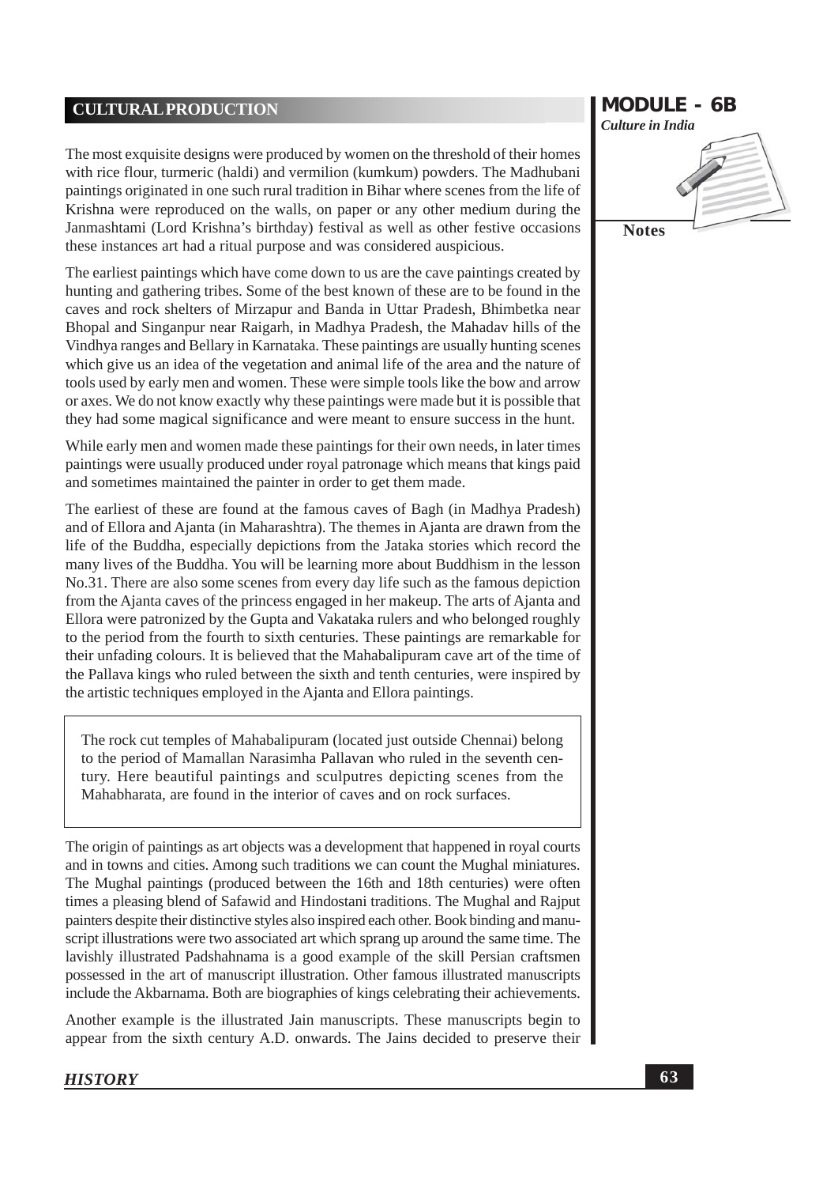The most exquisite designs were produced by women on the threshold of their homes with rice flour, turmeric (haldi) and vermilion (kumkum) powders. The Madhubani paintings originated in one such rural tradition in Bihar where scenes from the life of Krishna were reproduced on the walls, on paper or any other medium during the Janmashtami (Lord Krishna's birthday) festival as well as other festive occasions these instances art had a ritual purpose and was considered auspicious.

The earliest paintings which have come down to us are the cave paintings created by hunting and gathering tribes. Some of the best known of these are to be found in the caves and rock shelters of Mirzapur and Banda in Uttar Pradesh, Bhimbetka near Bhopal and Singanpur near Raigarh, in Madhya Pradesh, the Mahadav hills of the Vindhya ranges and Bellary in Karnataka. These paintings are usually hunting scenes which give us an idea of the vegetation and animal life of the area and the nature of tools used by early men and women. These were simple tools like the bow and arrow or axes. We do not know exactly why these paintings were made but it is possible that they had some magical significance and were meant to ensure success in the hunt.

While early men and women made these paintings for their own needs, in later times paintings were usually produced under royal patronage which means that kings paid and sometimes maintained the painter in order to get them made.

The earliest of these are found at the famous caves of Bagh (in Madhya Pradesh) and of Ellora and Ajanta (in Maharashtra). The themes in Ajanta are drawn from the life of the Buddha, especially depictions from the Jataka stories which record the many lives of the Buddha. You will be learning more about Buddhism in the lesson No.31. There are also some scenes from every day life such as the famous depiction from the Ajanta caves of the princess engaged in her makeup. The arts of Ajanta and Ellora were patronized by the Gupta and Vakataka rulers and who belonged roughly to the period from the fourth to sixth centuries. These paintings are remarkable for their unfading colours. It is believed that the Mahabalipuram cave art of the time of the Pallava kings who ruled between the sixth and tenth centuries, were inspired by the artistic techniques employed in the Ajanta and Ellora paintings.

> The rock cut temples of Mahabalipuram (located just outside Chennai) belong to the period of Mamallan Narasimha Pallavan who ruled in the seventh century. Here beautiful paintings and sculputres depicting scenes from the Mahabharata, are found in the interior of caves and on rock surfaces.

The origin of paintings as art objects was a development that happened in royal courts and in towns and cities. Among such traditions we can count the Mughal miniatures. The Mughal paintings (produced between the 16th and 18th centuries) were often times a pleasing blend of Safawid and Hindostani traditions. The Mughal and Rajput painters despite their distinctive styles also inspired each other. Book binding and manuscript illustrations were two associated art which sprang up around the same time. The lavishly illustrated Padshahnama is a good example of the skill Persian craftsmen possessed in the art of manuscript illustration. Other famous illustrated manuscripts include the Akbarnama. Both are biographies of kings celebrating their achievements.

Another example is the illustrated Jain manuscripts. These manuscripts begin to appear from the sixth century A.D. onwards. The Jains decided to preserve their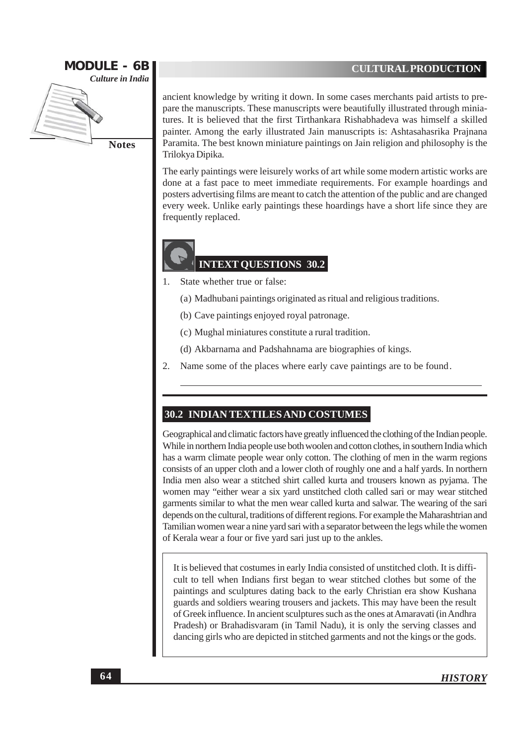ancient knowledge by writing it down. In some cases merchants paid artists to prepare the manuscripts. These manuscripts were beautifully illustrated through miniatures. It is believed that the first Tirthankara Rishabhadeva was himself a skilled painter. Among the early illustrated Jain manuscripts is: Ashtasahasrika Prajnana Paramita. The best known miniature paintings on Jain religion and philosophy is the Trilokya Dipika.

The early paintings were leisurely works of art while some modern artistic works are done at a fast pace to meet immediate requirements. For example hoardings and posters advertising films are meant to catch the attention of the public and are changed every week. Unlike early paintings these hoardings have a short life since they are frequently replaced.

### INTEXT QUESTIONS 30.2

1. State whether true or false:
   (a) Madhubani paintings originated as ritual and religious traditions.
   (b) Cave paintings enjoyed royal patronage.
   (c) Mughal miniatures constitute a rural tradition.
   (d) Akbarnama and Padshahnama are biographies of kings.
2. Name some of the places where early cave paintings are to be found.

## 30.2 INDIAN TEXTILES AND COSTUMES

Geographical and climatic factors have greatly influenced the clothing of the Indian people. While in northern India people use both woolen and cotton clothes, in southern India which has a warm climate people wear only cotton. The clothing of men in the warm regions consists of an upper cloth and a lower cloth of roughly one and a half yards. In northern India men also wear a stitched shirt called kurta and trousers known as pyjama. The women may "either wear a six yard unstitched cloth called sari or may wear stitched garments similar to what the men wear called kurta and salwar. The wearing of the sari depends on the cultural, traditions of different regions. For example the Maharashtrian and Tamilian women wear a nine yard sari with a separator between the legs while the women of Kerala wear a four or five yard sari just up to the ankles.

It is believed that costumes in early India consisted of unstitched cloth. It is difficult to tell when Indians first began to wear stitched clothes but some of the paintings and sculptures dating back to the early Christian era show Kushana guards and soldiers wearing trousers and jackets. This may have been the result of Greek influence. In ancient sculptures such as the ones at Amaravati (in Andhra Pradesh) or Brahadisvaram (in Tamil Nadu), it is only the serving classes and dancing girls who are depicted in stitched garments and not the kings or the gods.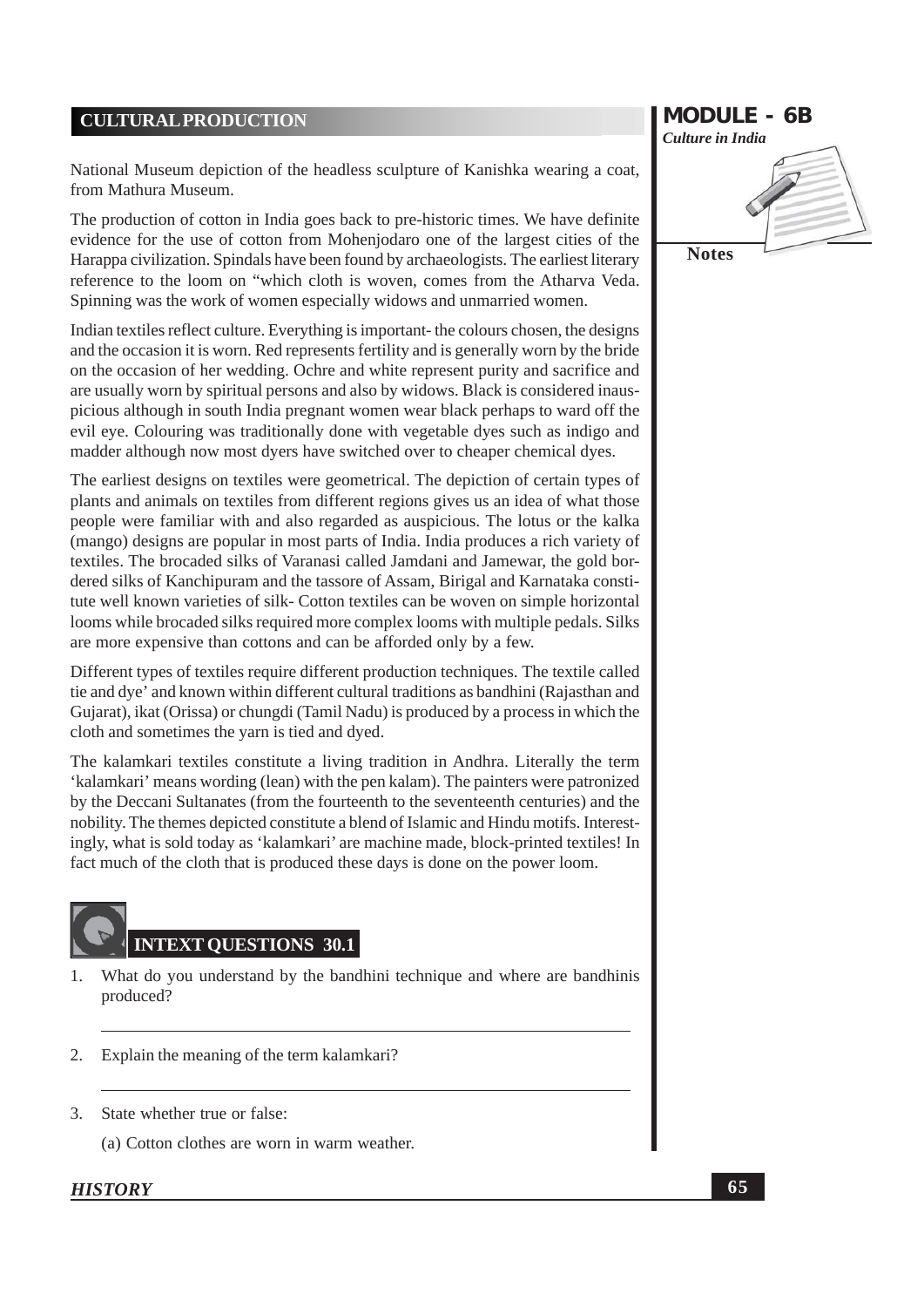National Museum depiction of the headless sculpture of Kanishka wearing a coat, from Mathura Museum.

The production of cotton in India goes back to pre-historic times. We have definite evidence for the use of cotton from Mohenjodaro one of the largest cities of the Harappa civilization. Spindals have been found by archaeologists. The earliest literary reference to the loom on "which cloth is woven, comes from the Atharva Veda. Spinning was the work of women especially widows and unmarried women.

Indian textiles reflect culture. Everything is important- the colours chosen, the designs and the occasion it is worn. Red represents fertility and is generally worn by the bride on the occasion of her wedding. Ochre and white represent purity and sacrifice and are usually worn by spiritual persons and also by widows. Black is considered inauspicious although in south India pregnant women wear black perhaps to ward off the evil eye. Colouring was traditionally done with vegetable dyes such as indigo and madder although now most dyers have switched over to cheaper chemical dyes.

The earliest designs on textiles were geometrical. The depiction of certain types of plants and animals on textiles from different regions gives us an idea of what those people were familiar with and also regarded as auspicious. The lotus or the kalka (mango) designs are popular in most parts of India. India produces a rich variety of textiles. The brocaded silks of Varanasi called Jamdani and Jamewar, the gold bordered silks of Kanchipuram and the tassore of Assam, Birigal and Karnataka constitute well known varieties of silk- Cotton textiles can be woven on simple horizontal looms while brocaded silks required more complex looms with multiple pedals. Silks are more expensive than cottons and can be afforded only by a few.

Different types of textiles require different production techniques. The textile called tie and dye' and known within different cultural traditions as bandhini (Rajasthan and Gujarat), ikat (Orissa) or chungdi (Tamil Nadu) is produced by a process in which the cloth and sometimes the yarn is tied and dyed.

The kalamkari textiles constitute a living tradition in Andhra. Literally the term 'kalamkari' means wording (lean) with the pen kalam). The painters were patronized by the Deccani Sultanates (from the fourteenth to the seventeenth centuries) and the nobility. The themes depicted constitute a blend of Islamic and Hindu motifs. Interestingly, what is sold today as 'kalamkari' are machine made, block-printed textiles! In fact much of the cloth that is produced these days is done on the power loom.

## INTEXT QUESTIONS 30.1

1. What do you understand by the bandhini technique and where are bandhinis produced?

   ______________________________________________

2. Explain the meaning of the term kalamkari?

   ______________________________________________

3. State whether true or false:

   (a) Cotton clothes are worn in warm weather.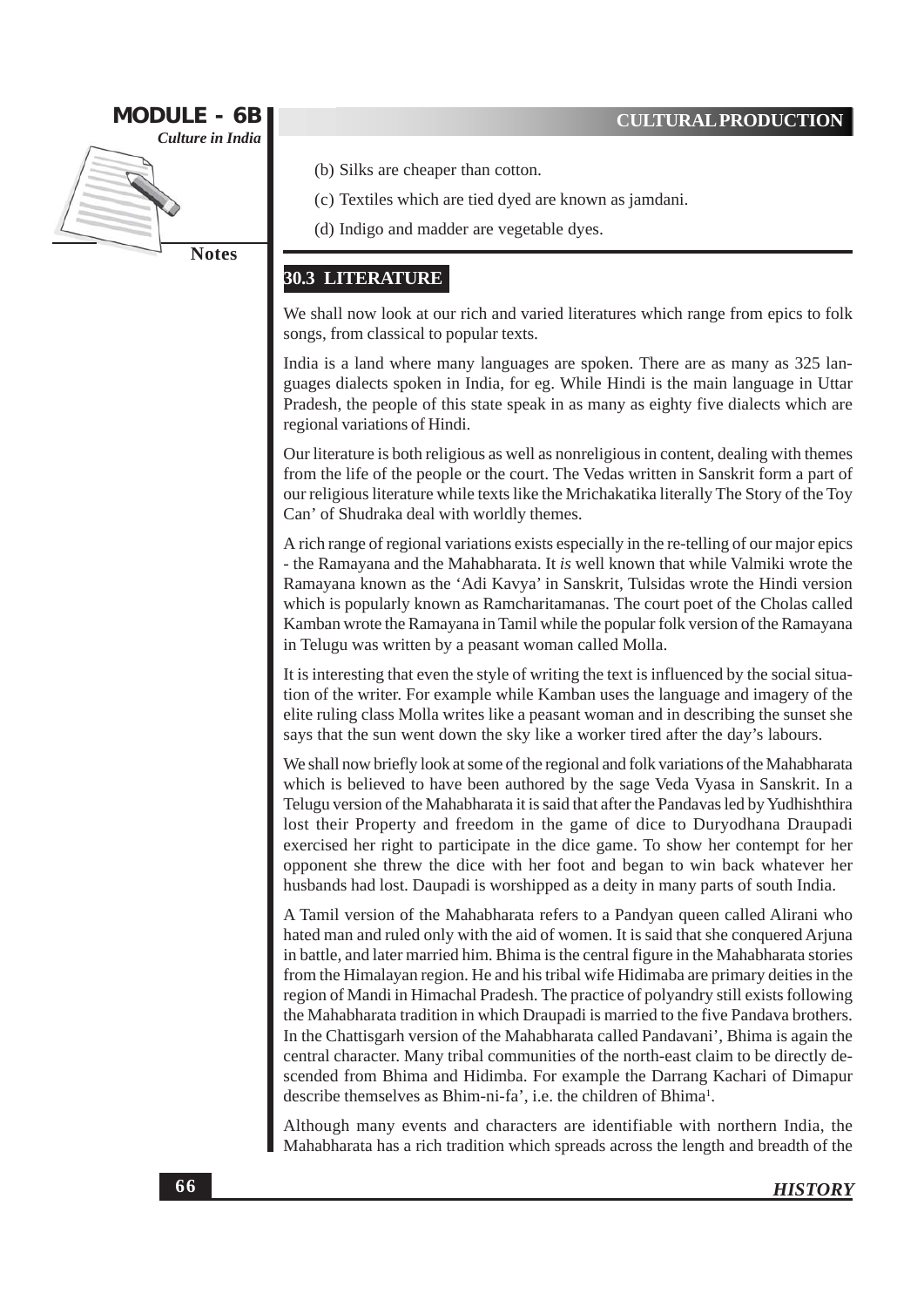(b) Silks are cheaper than cotton.

(c) Textiles which are tied dyed are known as jamdani.

(d) Indigo and madder are vegetable dyes.

## 30.3 LITERATURE

We shall now look at our rich and varied literatures which range from epics to folk songs, from classical to popular texts.

India is a land where many languages are spoken. There are as many as 325 languages dialects spoken in India, for eg. While Hindi is the main language in Uttar Pradesh, the people of this state speak in as many as eighty five dialects which are regional variations of Hindi.

Our literature is both religious as well as nonreligious in content, dealing with themes from the life of the people or the court. The Vedas written in Sanskrit form a part of our religious literature while texts like the Mrichakatika literally The Story of the Toy Can' of Shudraka deal with worldly themes.

A rich range of regional variations exists especially in the re-telling of our major epics - the Ramayana and the Mahabharata. It *is* well known that while Valmiki wrote the Ramayana known as the 'Adi Kavya' in Sanskrit, Tulsidas wrote the Hindi version which is popularly known as Ramcharitamanas. The court poet of the Cholas called Kamban wrote the Ramayana in Tamil while the popular folk version of the Ramayana in Telugu was written by a peasant woman called Molla.

It is interesting that even the style of writing the text is influenced by the social situation of the writer. For example while Kamban uses the language and imagery of the elite ruling class Molla writes like a peasant woman and in describing the sunset she says that the sun went down the sky like a worker tired after the day's labours.

We shall now briefly look at some of the regional and folk variations of the Mahabharata which is believed to have been authored by the sage Veda Vyasa in Sanskrit. In a Telugu version of the Mahabharata it is said that after the Pandavas led by Yudhishthira lost their Property and freedom in the game of dice to Duryodhana Draupadi exercised her right to participate in the dice game. To show her contempt for her opponent she threw the dice with her foot and began to win back whatever her husbands had lost. Daupadi is worshipped as a deity in many parts of south India.

A Tamil version of the Mahabharata refers to a Pandyan queen called Alirani who hated man and ruled only with the aid of women. It is said that she conquered Arjuna in battle, and later married him. Bhima is the central figure in the Mahabharata stories from the Himalayan region. He and his tribal wife Hidimaba are primary deities in the region of Mandi in Himachal Pradesh. The practice of polyandry still exists following the Mahabharata tradition in which Draupadi is married to the five Pandava brothers. In the Chattisgarh version of the Mahabharata called Pandavani', Bhima is again the central character. Many tribal communities of the north-east claim to be directly descended from Bhima and Hidimba. For example the Darrang Kachari of Dimapur describe themselves as Bhim-ni-fa', i.e. the children of Bhima[1].

Although many events and characters are identifiable with northern India, the Mahabharata has a rich tradition which spreads across the length and breadth of the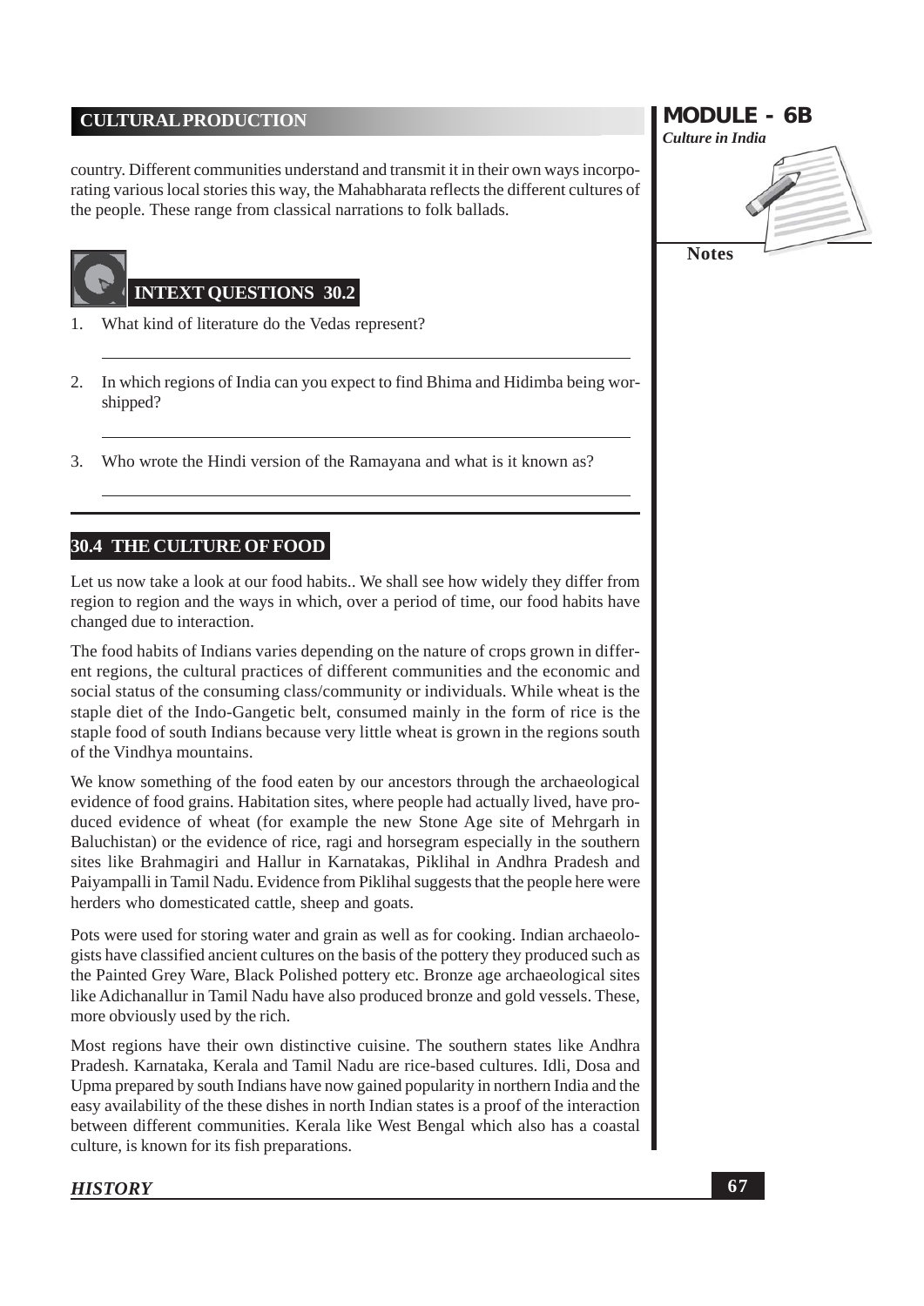country. Different communities understand and transmit it in their own ways incorporating various local stories this way, the Mahabharata reflects the different cultures of the people. These range from classical narrations to folk ballads.

## INTEXT QUESTIONS 30.2

1. What kind of literature do the Vedas represent?

2. In which regions of India can you expect to find Bhima and Hidimba being worshipped?

3. Who wrote the Hindi version of the Ramayana and what is it known as?

## 30.4 THE CULTURE OF FOOD

Let us now take a look at our food habits.. We shall see how widely they differ from region to region and the ways in which, over a period of time, our food habits have changed due to interaction.

The food habits of Indians varies depending on the nature of crops grown in different regions, the cultural practices of different communities and the economic and social status of the consuming class/community or individuals. While wheat is the staple diet of the Indo-Gangetic belt, consumed mainly in the form of rice is the staple food of south Indians because very little wheat is grown in the regions south of the Vindhya mountains.

We know something of the food eaten by our ancestors through the archaeological evidence of food grains. Habitation sites, where people had actually lived, have produced evidence of wheat (for example the new Stone Age site of Mehrgarh in Baluchistan) or the evidence of rice, ragi and horsegram especially in the southern sites like Brahmagiri and Hallur in Karnatakas, Piklihal in Andhra Pradesh and Paiyampalli in Tamil Nadu. Evidence from Piklihal suggests that the people here were herders who domesticated cattle, sheep and goats.

Pots were used for storing water and grain as well as for cooking. Indian archaeologists have classified ancient cultures on the basis of the pottery they produced such as the Painted Grey Ware, Black Polished pottery etc. Bronze age archaeological sites like Adichanallur in Tamil Nadu have also produced bronze and gold vessels. These, more obviously used by the rich.

Most regions have their own distinctive cuisine. The southern states like Andhra Pradesh. Karnataka, Kerala and Tamil Nadu are rice-based cultures. Idli, Dosa and Upma prepared by south Indians have now gained popularity in northern India and the easy availability of the these dishes in north Indian states is a proof of the interaction between different communities. Kerala like West Bengal which also has a coastal culture, is known for its fish preparations.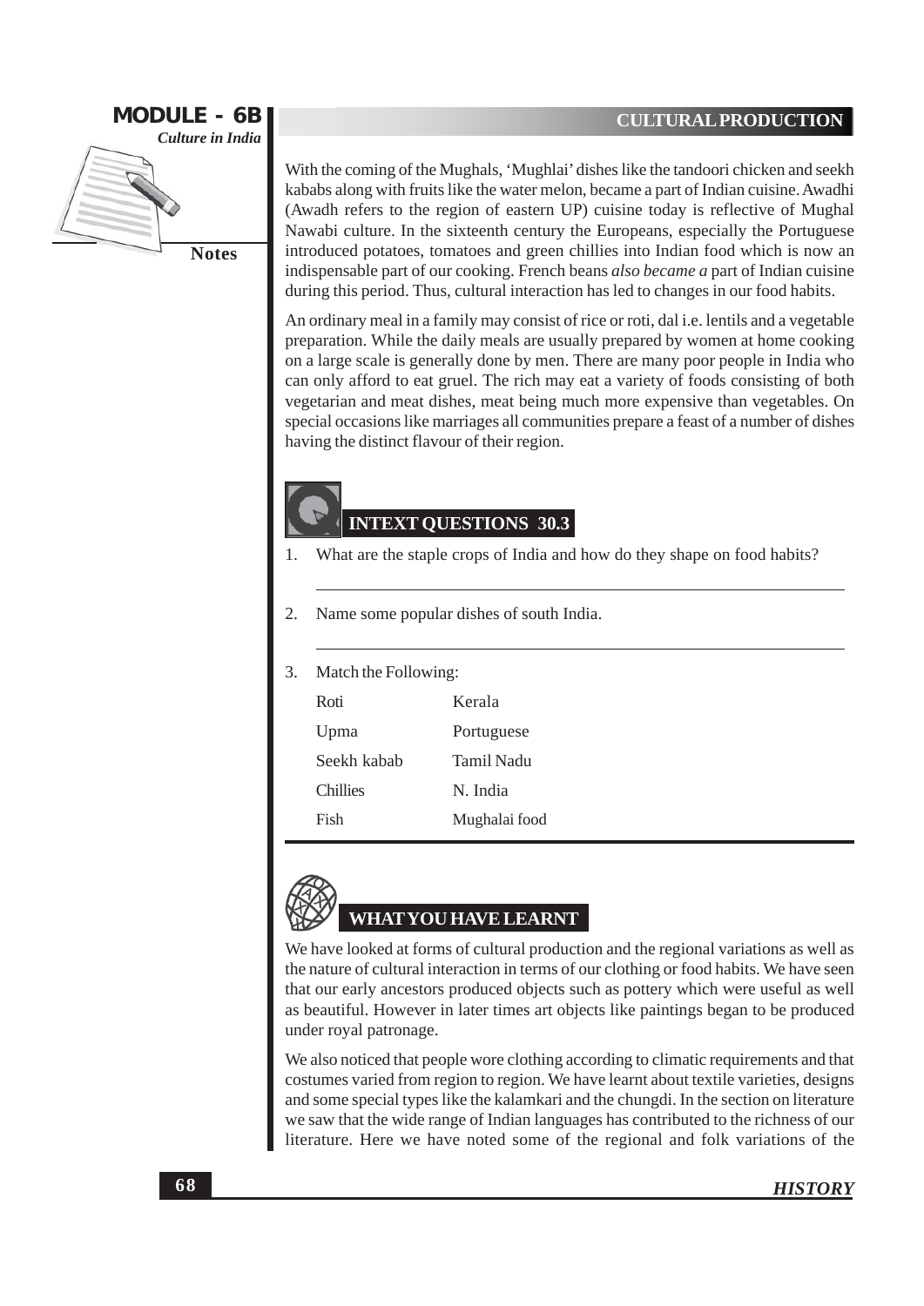With the coming of the Mughals, 'Mughlai' dishes like the tandoori chicken and seekh kababs along with fruits like the water melon, became a part of Indian cuisine. Awadhi (Awadh refers to the region of eastern UP) cuisine today is reflective of Mughal Nawabi culture. In the sixteenth century the Europeans, especially the Portuguese introduced potatoes, tomatoes and green chillies into Indian food which is now an indispensable part of our cooking. French beans *also became a* part of Indian cuisine during this period. Thus, cultural interaction has led to changes in our food habits.

An ordinary meal in a family may consist of rice or roti, dal i.e. lentils and a vegetable preparation. While the daily meals are usually prepared by women at home cooking on a large scale is generally done by men. There are many poor people in India who can only afford to eat gruel. The rich may eat a variety of foods consisting of both vegetarian and meat dishes, meat being much more expensive than vegetables. On special occasions like marriages all communities prepare a feast of a number of dishes having the distinct flavour of their region.

## INTEXT QUESTIONS 30.3

1. What are the staple crops of India and how do they shape on food habits?

2. Name some popular dishes of south India.

3. Match the Following:

| | |
|---|---|
| Roti | Kerala |
| Upma | Portuguese |
| Seekh kabab | Tamil Nadu |
| Chillies | N. India |
| Fish | Mughalai food |

## WHAT YOU HAVE LEARNT

We have looked at forms of cultural production and the regional variations as well as the nature of cultural interaction in terms of our clothing or food habits. We have seen that our early ancestors produced objects such as pottery which were useful as well as beautiful. However in later times art objects like paintings began to be produced under royal patronage.

We also noticed that people wore clothing according to climatic requirements and that costumes varied from region to region. We have learnt about textile varieties, designs and some special types like the kalamkari and the chungdi. In the section on literature we saw that the wide range of Indian languages has contributed to the richness of our literature. Here we have noted some of the regional and folk variations of the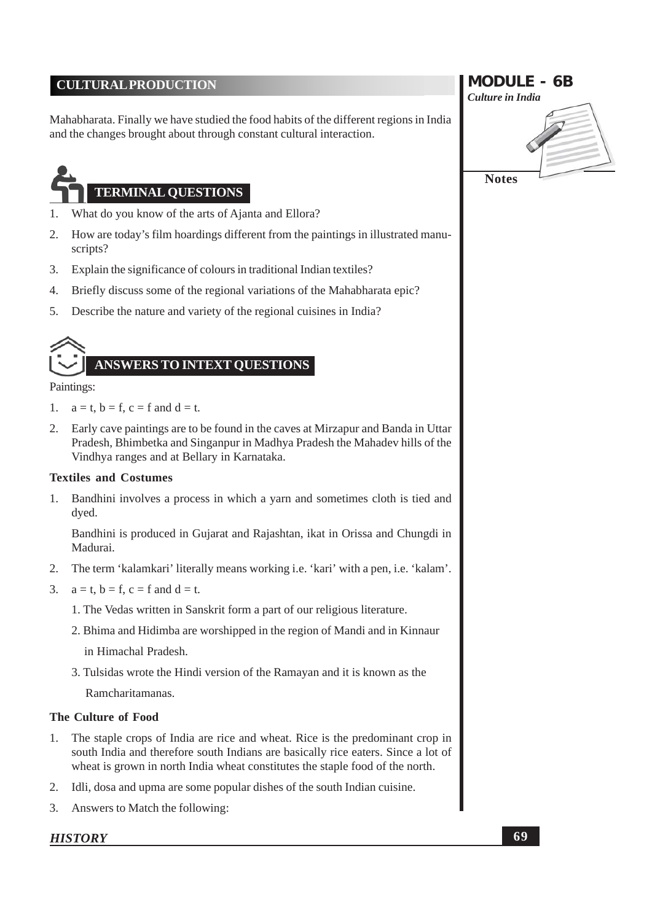Mahabharata. Finally we have studied the food habits of the different regions in India and the changes brought about through constant cultural interaction.

## TERMINAL QUESTIONS

1. What do you know of the arts of Ajanta and Ellora?
2. How are today's film hoardings different from the paintings in illustrated manuscripts?
3. Explain the significance of colours in traditional Indian textiles?
4. Briefly discuss some of the regional variations of the Mahabharata epic?
5. Describe the nature and variety of the regional cuisines in India?

## ANSWERS TO INTEXT QUESTIONS

Paintings:

1. a = t, b = f, c = f and d = t.
2. Early cave paintings are to be found in the caves at Mirzapur and Banda in Uttar Pradesh, Bhimbetka and Singanpur in Madhya Pradesh the Mahadev hills of the Vindhya ranges and at Bellary in Karnataka.

**Textiles and Costumes**

1. Bandhini involves a process in which a yarn and sometimes cloth is tied and dyed.

   Bandhini is produced in Gujarat and Rajashtan, ikat in Orissa and Chungdi in Madurai.
2. The term 'kalamkari' literally means working i.e. 'kari' with a pen, i.e. 'kalam'.
3. a = t, b = f, c = f and d = t.

   1. The Vedas written in Sanskrit form a part of our religious literature.
   2. Bhima and Hidimba are worshipped in the region of Mandi and in Kinnaur in Himachal Pradesh.
   3. Tulsidas wrote the Hindi version of the Ramayan and it is known as the Ramcharitamanas.

**The Culture of Food**

1. The staple crops of India are rice and wheat. Rice is the predominant crop in south India and therefore south Indians are basically rice eaters. Since a lot of wheat is grown in north India wheat constitutes the staple food of the north.
2. Idli, dosa and upma are some popular dishes of the south Indian cuisine.
3. Answers to Match the following: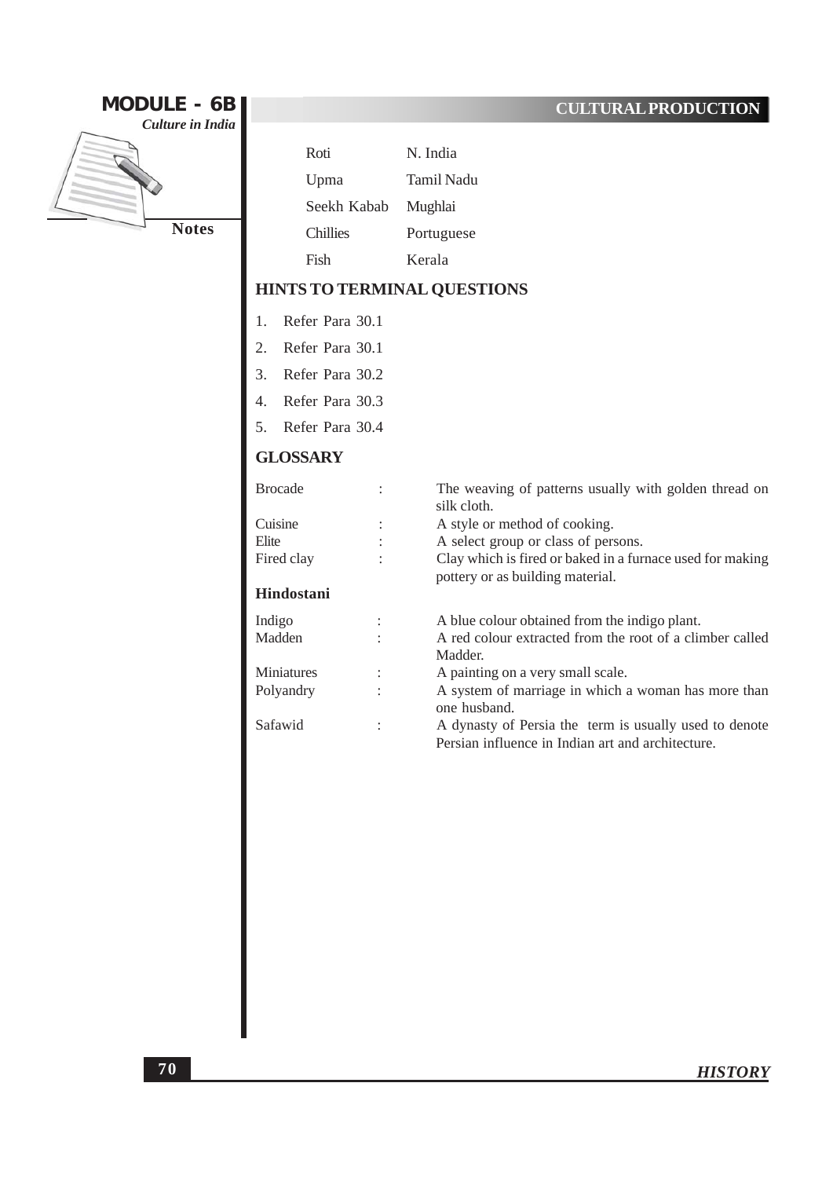| | |
|---|---|
| Roti | N. India |
| Upma | Tamil Nadu |
| Seekh Kabab | Mughlai |
| Chillies | Portuguese |
| Fish | Kerala |

## HINTS TO TERMINAL QUESTIONS

1. Refer Para 30.1
2. Refer Para 30.1
3. Refer Para 30.2
4. Refer Para 30.3
5. Refer Para 30.4

## GLOSSARY

| | | |
|---|---|---|
| Brocade | : | The weaving of patterns usually with golden thread on silk cloth. |
| Cuisine | : | A style or method of cooking. |
| Elite | : | A select group or class of persons. |
| Fired clay | : | Clay which is fired or baked in a furnace used for making pottery or as building material. |

**Hindostani**

| | | |
|---|---|---|
| Indigo | : | A blue colour obtained from the indigo plant. |
| Madden | : | A red colour extracted from the root of a climber called Madder. |
| Miniatures | : | A painting on a very small scale. |
| Polyandry | : | A system of marriage in which a woman has more than one husband. |
| Safawid | : | A dynasty of Persia the term is usually used to denote Persian influence in Indian art and architecture. |